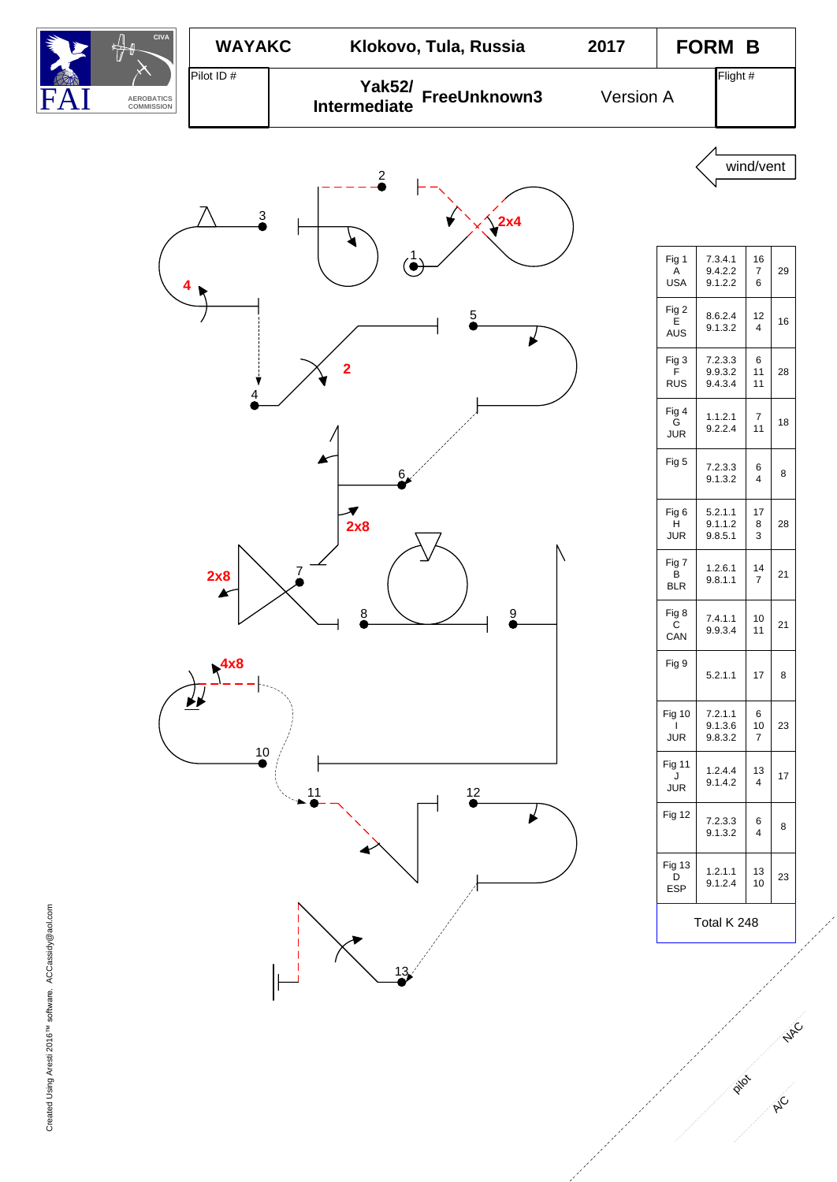| WAYAKC | Klokovo, Tula, Russia | 2017 | FORM B |
|---|---|---|---|
| Pilot ID # | Yak52/ Intermediate FreeUnknown3 | Version A | Flight # |

wind/vent

| Fig | Catalog | K | Total |
|---|---|---|---|
| Fig 1 A USA | 7.3.4.1 9.4.2.2 9.1.2.2 | 16 7 6 | 29 |
| Fig 2 E AUS | 8.6.2.4 9.1.3.2 | 12 4 | 16 |
| Fig 3 F RUS | 7.2.3.3 9.9.3.2 9.4.3.4 | 6 11 11 | 28 |
| Fig 4 G JUR | 1.1.2.1 9.2.2.4 | 7 11 | 18 |
| Fig 5 | 7.2.3.3 9.1.3.2 | 6 4 | 8 |
| Fig 6 H JUR | 5.2.1.1 9.1.1.2 9.8.5.1 | 17 8 3 | 28 |
| Fig 7 B BLR | 1.2.6.1 9.8.1.1 | 14 7 | 21 |
| Fig 8 C CAN | 7.4.1.1 9.9.3.4 | 10 11 | 21 |
| Fig 9 | 5.2.1.1 | 17 | 8 |
| Fig 10 I JUR | 7.2.1.1 9.1.3.6 9.8.3.2 | 6 10 7 | 23 |
| Fig 11 J JUR | 1.2.4.4 9.1.4.2 | 13 4 | 17 |
| Fig 12 | 7.2.3.3 9.1.3.2 | 6 4 | 8 |
| Fig 13 D ESP | 1.2.1.1 9.1.2.4 | 13 10 | 23 |
| Total K 248 | | | |

pilot NAC A/C

Created Using Aresti 2016™ software. ACCassidy@aol.com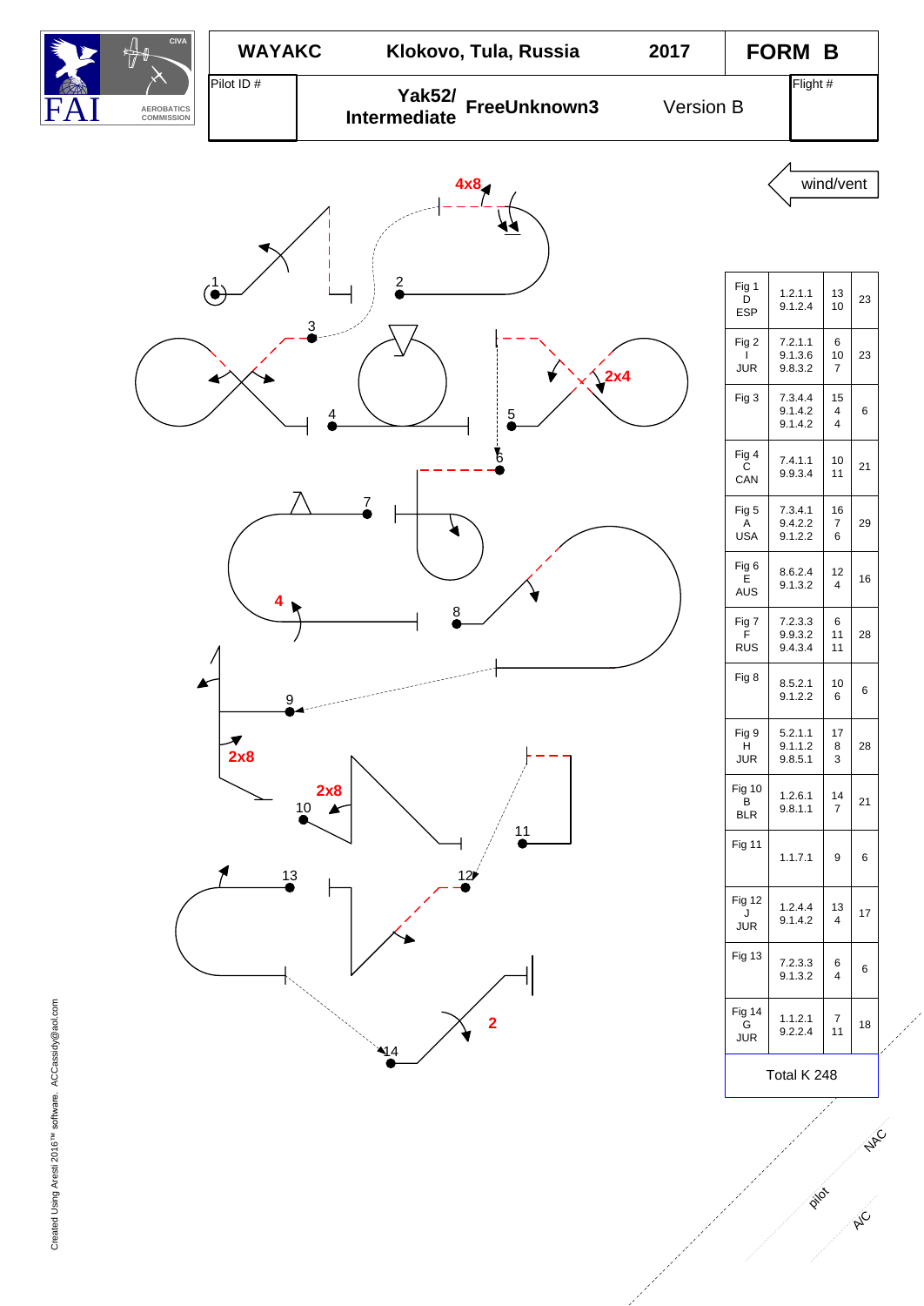| WAYAKC | Klokovo, Tula, Russia | 2017 | FORM B |
|---|---|---|---|
| Pilot ID # | Yak52/ Intermediate FreeUnknown3 | Version B | Flight # |

wind/vent

| Fig | Catalogue | K | Total |
|---|---|---|---|
| Fig 1 D ESP | 1.2.1.1 9.1.2.4 | 13 10 | 23 |
| Fig 2 I JUR | 7.2.1.1 9.1.3.6 9.8.3.2 | 6 10 7 | 23 |
| Fig 3 | 7.3.4.4 9.1.4.2 9.1.4.2 | 15 4 4 | 6 |
| Fig 4 C CAN | 7.4.1.1 9.9.3.4 | 10 11 | 21 |
| Fig 5 A USA | 7.3.4.1 9.4.2.2 9.1.2.2 | 16 7 6 | 29 |
| Fig 6 E AUS | 8.6.2.4 9.1.3.2 | 12 4 | 16 |
| Fig 7 F RUS | 7.2.3.3 9.9.3.2 9.4.3.4 | 6 11 11 | 28 |
| Fig 8 | 8.5.2.1 9.1.2.2 | 10 6 | 6 |
| Fig 9 H JUR | 5.2.1.1 9.1.1.2 9.8.5.1 | 17 8 3 | 28 |
| Fig 10 B BLR | 1.2.6.1 9.8.1.1 | 14 7 | 21 |
| Fig 11 | 1.1.7.1 | 9 | 6 |
| Fig 12 J JUR | 1.2.4.4 9.1.4.2 | 13 4 | 17 |
| Fig 13 | 7.2.3.3 9.1.3.2 | 6 4 | 6 |
| Fig 14 G JUR | 1.1.2.1 9.2.2.4 | 7 11 | 18 |
| Total K 248 | | | |

NAC pilot A/C

Created Using Aresti 2016™ software. ACCassidy@aol.com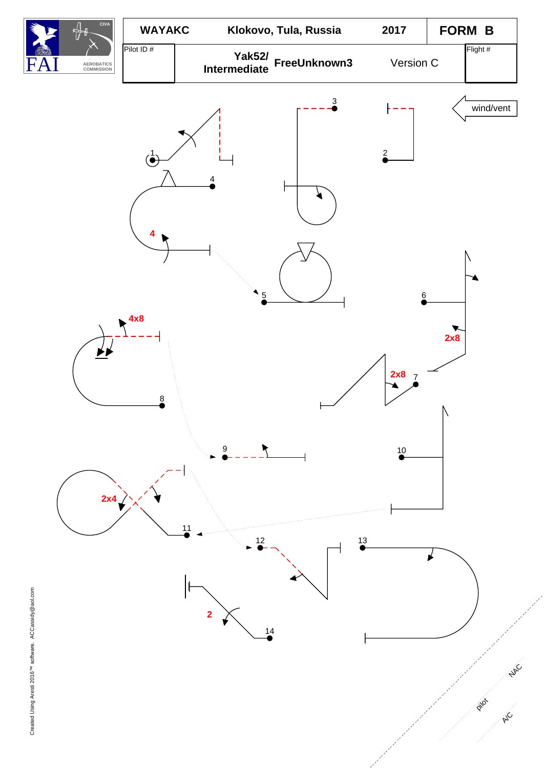| WAYAKC | Klokovo, Tula, Russia | 2017 | FORM B |
|---|---|---|---|
| Pilot ID # | Yak52/ Intermediate FreeUnknown3 | Version C | Flight # |

wind/vent

1 2 3 4 4 5 6 4x8 2x8 2x8 7 8 9 10 2x4 11 12 13 2 14

Created Using Aresti 2016™ software. ACCassidy@aol.com

NAC pilot A/C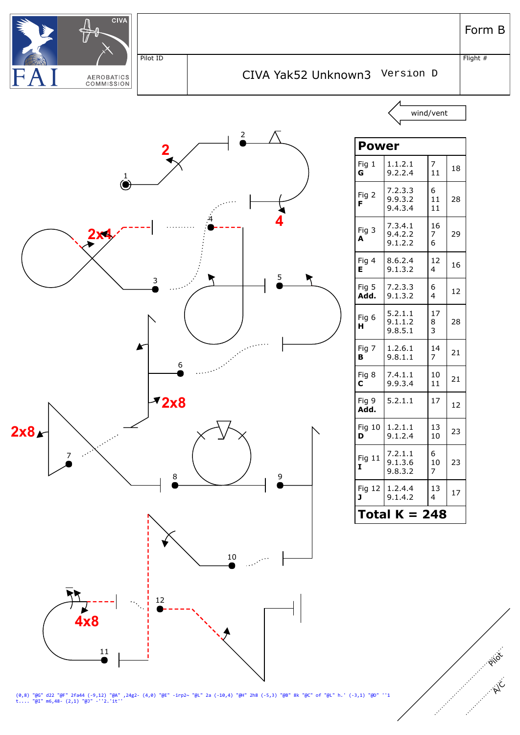FAI

CIVA

AEROBATICS COMMISSION

Form B

Pilot ID

CIVA Yak52 Unknown3 Version D

Flight #

wind/vent

| Power | | | |
|---|---|---|---|
| Fig 1 **G** | 1.1.2.1<br>9.2.2.4 | 7<br>11 | 18 |
| Fig 2 **F** | 7.2.3.3<br>9.9.3.2<br>9.4.3.4 | 6<br>11<br>11 | 28 |
| Fig 3 **A** | 7.3.4.1<br>9.4.2.2<br>9.1.2.2 | 16<br>7<br>6 | 29 |
| Fig 4 **E** | 8.6.2.4<br>9.1.3.2 | 12<br>4 | 16 |
| Fig 5 **Add.** | 7.2.3.3<br>9.1.3.2 | 6<br>4 | 12 |
| Fig 6 **H** | 5.2.1.1<br>9.1.1.2<br>9.8.5.1 | 17<br>8<br>3 | 28 |
| Fig 7 **B** | 1.2.6.1<br>9.8.1.1 | 14<br>7 | 21 |
| Fig 8 **C** | 7.4.1.1<br>9.9.3.4 | 10<br>11 | 21 |
| Fig 9 **Add.** | 5.2.1.1 | 17 | 12 |
| Fig 10 **D** | 1.2.1.1<br>9.1.2.4 | 13<br>10 | 23 |
| Fig 11 **I** | 7.2.1.1<br>9.1.3.6<br>9.8.3.2 | 6<br>10<br>7 | 23 |
| Fig 12 **J** | 1.2.4.4<br>9.1.4.2 | 13<br>4 | 17 |
| **Total K = 248** | | | |

1 2 3 4 5 6 7 8 9 10 11 12

2 4 2x4 2x8 2x8 4x8

Pilot

A/C

(0,8) "@G" d22 "@F" 2fa44 (-9,12) "@A" ,24g2- (4,0) "@E" -irp2~ "@L" 2a (-10,4) "@H" 2h8 (-5,3) "@B" 8k "@C" of "@L" h.' (-3,1) "@D" ''1 t.... "@I" m6,48- (2,1) "@J" -''2.'it''